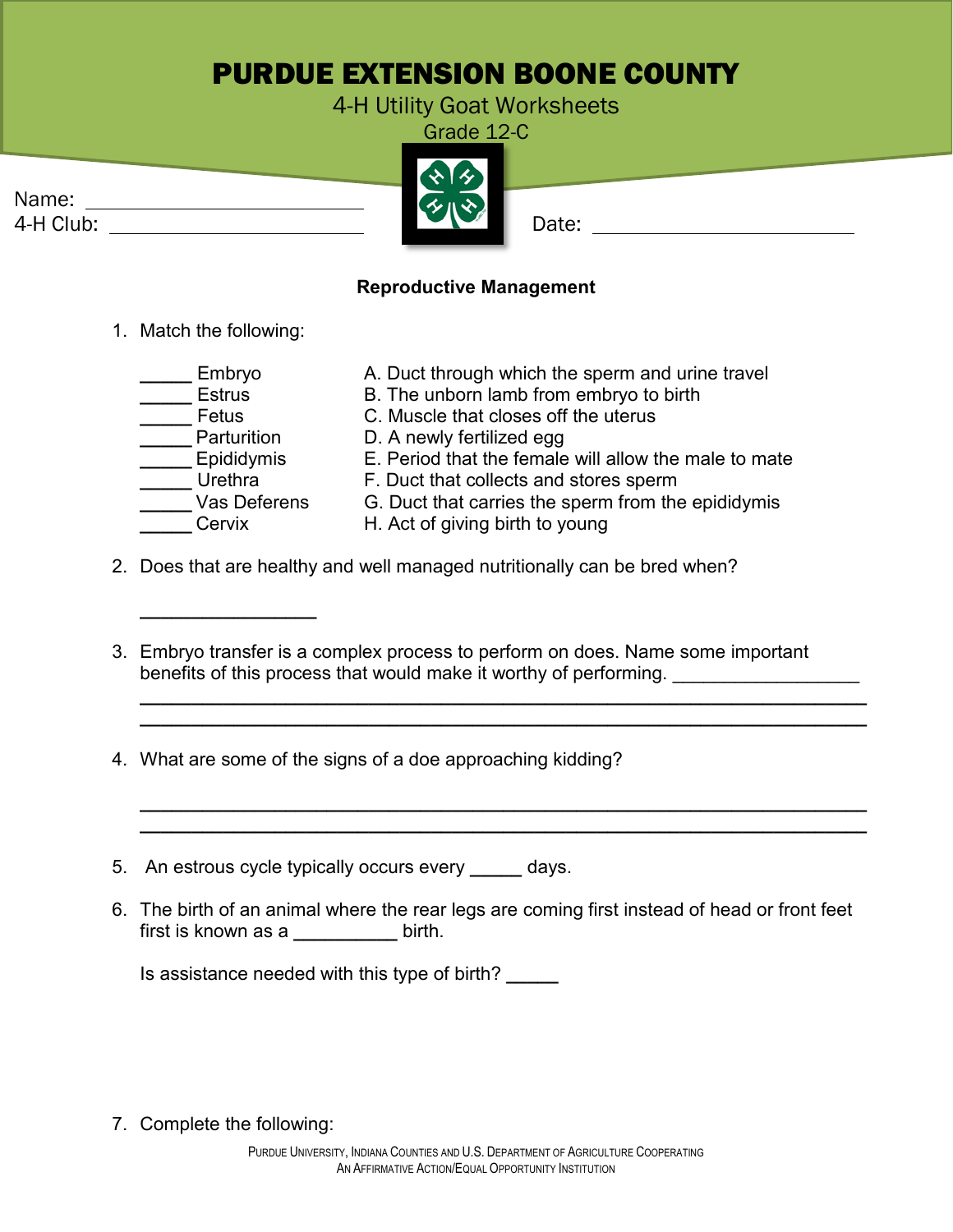# PURDUE EXTENSION BOONE COUNTY

4-H Utility Goat Worksheets

Grade 12-C

Name: ______________________________

4-H Club: ______________________________

Date: ______________________________

**Reproductive Management**

1. Match the following:

| | |
|---|---|
| _____ Embryo | A. Duct through which the sperm and urine travel |
| _____ Estrus | B. The unborn lamb from embryo to birth |
| _____ Fetus | C. Muscle that closes off the uterus |
| _____ Parturition | D. A newly fertilized egg |
| _____ Epididymis | E. Period that the female will allow the male to mate |
| _____ Urethra | F. Duct that collects and stores sperm |
| _____ Vas Deferens | G. Duct that carries the sperm from the epididymis |
| _____ Cervix | H. Act of giving birth to young |

2. Does that are healthy and well managed nutritionally can be bred when?

   ________________

3. Embryo transfer is a complex process to perform on does. Name some important benefits of this process that would make it worthy of performing. __________________

   ________________________________________________________________

   ________________________________________________________________

4. What are some of the signs of a doe approaching kidding?

   ________________________________________________________________

   ________________________________________________________________

5. An estrous cycle typically occurs every _____ days.

6. The birth of an animal where the rear legs are coming first instead of head or front feet first is known as a __________ birth.

   Is assistance needed with this type of birth? _____

7. Complete the following:

Purdue University, Indiana Counties and U.S. Department of Agriculture Cooperating
An Affirmative Action/Equal Opportunity Institution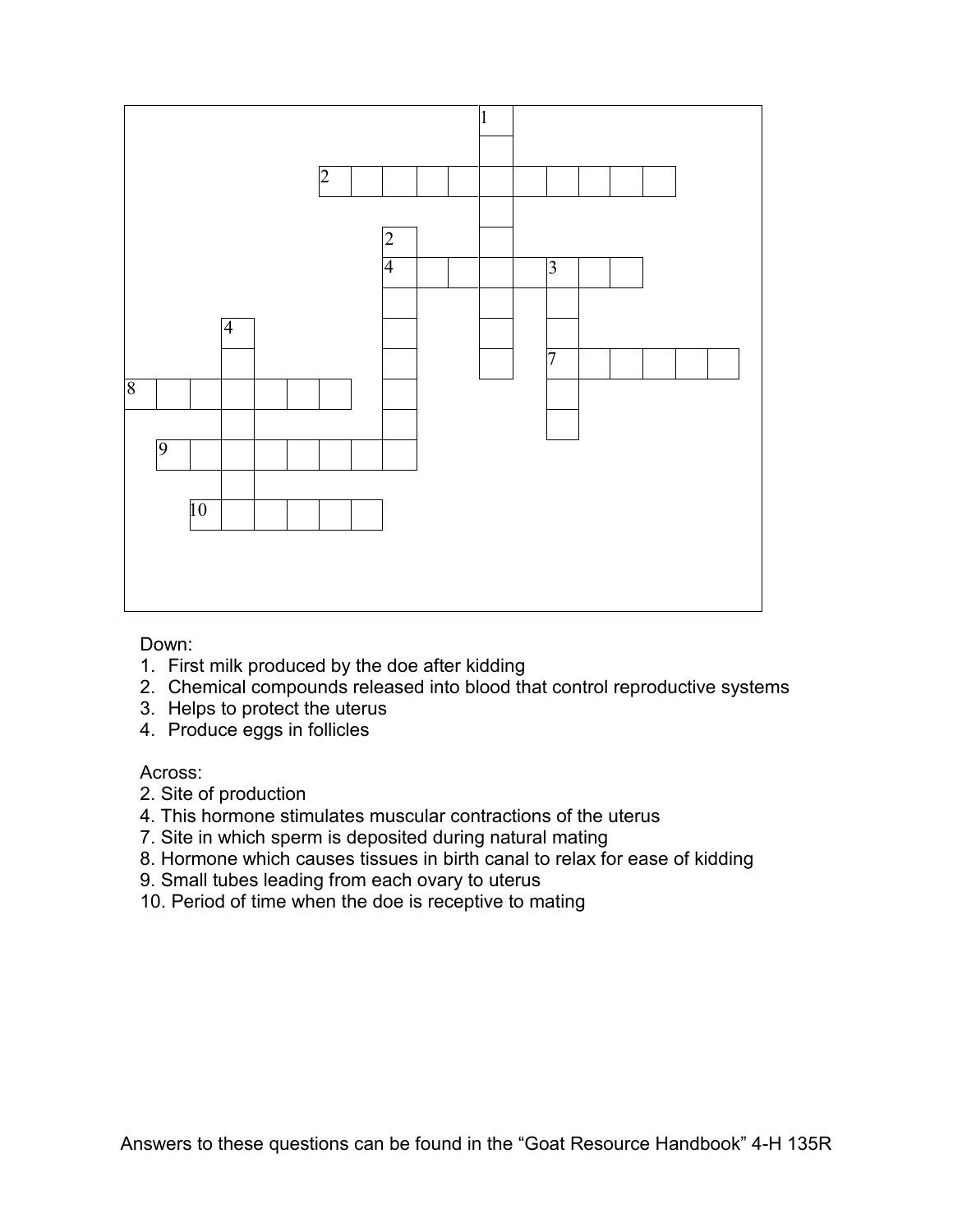Down:

1. First milk produced by the doe after kidding
2. Chemical compounds released into blood that control reproductive systems
3. Helps to protect the uterus
4. Produce eggs in follicles

Across:

2. Site of production
4. This hormone stimulates muscular contractions of the uterus
7. Site in which sperm is deposited during natural mating
8. Hormone which causes tissues in birth canal to relax for ease of kidding
9. Small tubes leading from each ovary to uterus
10. Period of time when the doe is receptive to mating

Answers to these questions can be found in the "Goat Resource Handbook" 4-H 135R